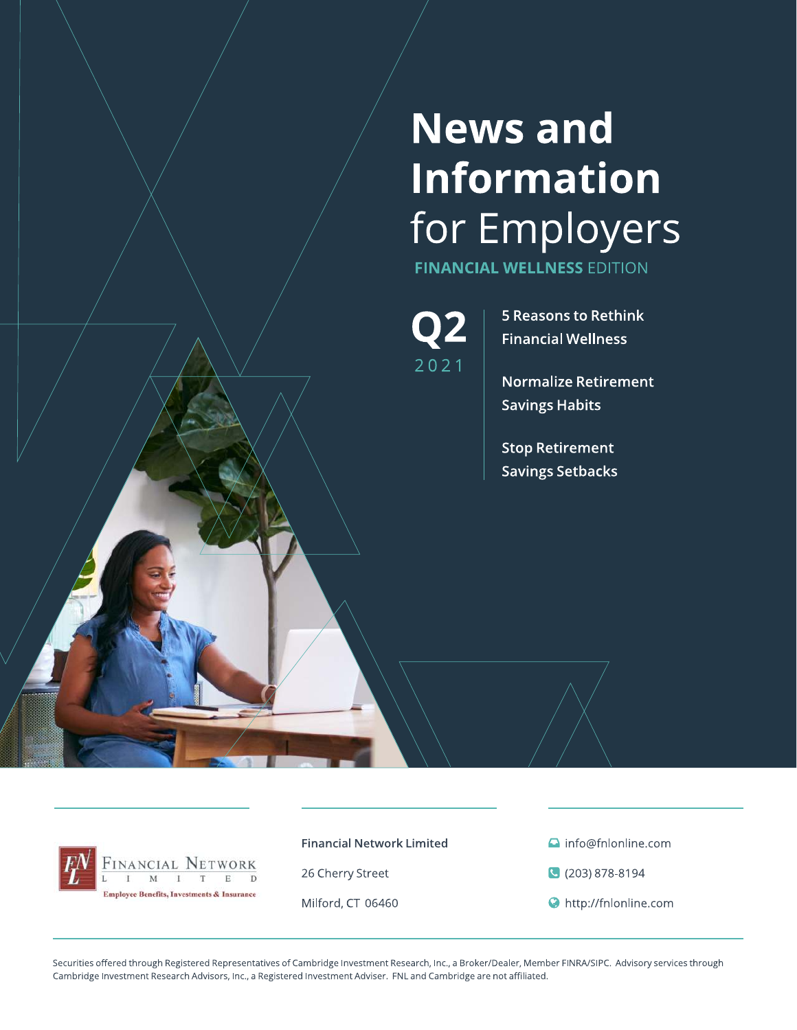# News and Information for Employers

**FINANCIAL WELLNESS** EDITION

**Q2** 2021

**5 Reasons to Rethink Financial Wellness**

**Normalize Retirement Savings Habits**

**Stop Retirement Savings Setbacks**

FINANCIAL NETWORK LIMITED
Employee Benefits, Investments & Insurance

**Financial Network Limited**

26 Cherry Street

Milford, CT 06460

info@fnlonline.com

(203) 878-8194

http://fnlonline.com

Securities offered through Registered Representatives of Cambridge Investment Research, Inc., a Broker/Dealer, Member FINRA/SIPC. Advisory services through Cambridge Investment Research Advisors, Inc., a Registered Investment Adviser. FNL and Cambridge are not affiliated.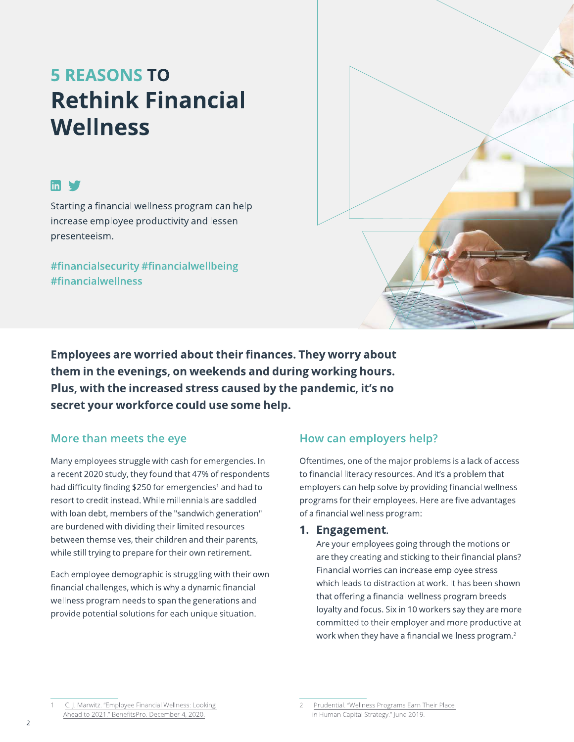# 5 REASONS TO Rethink Financial Wellness

Starting a financial wellness program can help increase employee productivity and lessen presenteeism.

#financialsecurity #financialwellbeing #financialwellness

**Employees are worried about their finances. They worry about them in the evenings, on weekends and during working hours. Plus, with the increased stress caused by the pandemic, it's no secret your workforce could use some help.**

## More than meets the eye

Many employees struggle with cash for emergencies. In a recent 2020 study, they found that 47% of respondents had difficulty finding $250 for emergencies[1] and had to resort to credit instead. While millennials are saddled with loan debt, members of the "sandwich generation" are burdened with dividing their limited resources between themselves, their children and their parents, while still trying to prepare for their own retirement.

Each employee demographic is struggling with their own financial challenges, which is why a dynamic financial wellness program needs to span the generations and provide potential solutions for each unique situation.

## How can employers help?

Oftentimes, one of the major problems is a lack of access to financial literacy resources. And it's a problem that employers can help solve by providing financial wellness programs for their employees. Here are five advantages of a financial wellness program:

1. **Engagement.**
   Are your employees going through the motions or are they creating and sticking to their financial plans? Financial worries can increase employee stress which leads to distraction at work. It has been shown that offering a financial wellness program breeds loyalty and focus. Six in 10 workers say they are more committed to their employer and more productive at work when they have a financial wellness program.[2]

---

1 C. J. Marwitz. "Employee Financial Wellness: Looking Ahead to 2021." BenefitsPro. December 4, 2020.

2 Prudential. "Wellness Programs Earn Their Place in Human Capital Strategy." June 2019.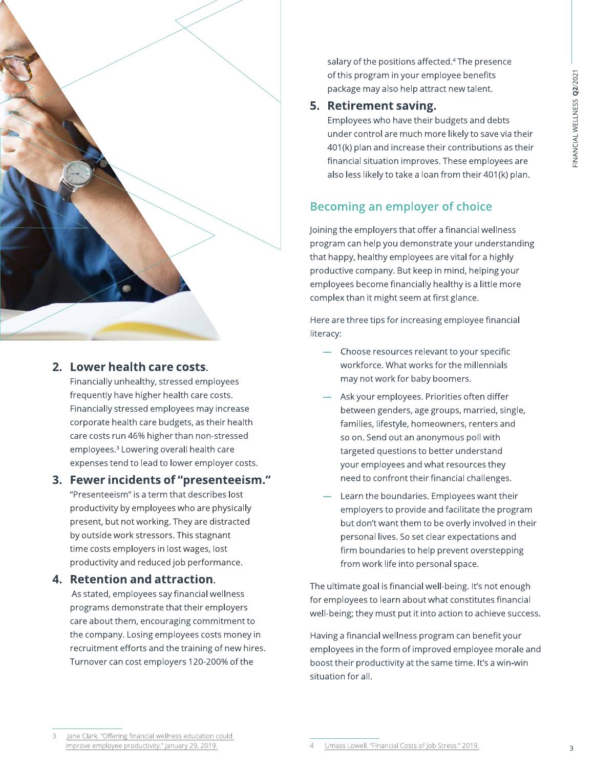2. **Lower health care costs.**
   Financially unhealthy, stressed employees frequently have higher health care costs. Financially stressed employees may increase corporate health care budgets, as their health care costs run 46% higher than non-stressed employees.[3] Lowering overall health care expenses tend to lead to lower employer costs.

3. **Fewer incidents of "presenteeism."**
   "Presenteeism" is a term that describes lost productivity by employees who are physically present, but not working. They are distracted by outside work stressors. This stagnant time costs employers in lost wages, lost productivity and reduced job performance.

4. **Retention and attraction.**
   As stated, employees say financial wellness programs demonstrate that their employers care about them, encouraging commitment to the company. Losing employees costs money in recruitment efforts and the training of new hires. Turnover can cost employers 120-200% of the salary of the positions affected.[4] The presence of this program in your employee benefits package may also help attract new talent.

5. **Retirement saving.**
   Employees who have their budgets and debts under control are much more likely to save via their 401(k) plan and increase their contributions as their financial situation improves. These employees are also less likely to take a loan from their 401(k) plan.

## Becoming an employer of choice

Joining the employers that offer a financial wellness program can help you demonstrate your understanding that happy, healthy employees are vital for a highly productive company. But keep in mind, helping your employees become financially healthy is a little more complex than it might seem at first glance.

Here are three tips for increasing employee financial literacy:

- Choose resources relevant to your specific workforce. What works for the millennials may not work for baby boomers.
- Ask your employees. Priorities often differ between genders, age groups, married, single, families, lifestyle, homeowners, renters and so on. Send out an anonymous poll with targeted questions to better understand your employees and what resources they need to confront their financial challenges.
- Learn the boundaries. Employees want their employers to provide and facilitate the program but don't want them to be overly involved in their personal lives. So set clear expectations and firm boundaries to help prevent overstepping from work life into personal space.

The ultimate goal is financial well-being. It's not enough for employees to learn about what constitutes financial well-being; they must put it into action to achieve success.

Having a financial wellness program can benefit your employees in the form of improved employee morale and boost their productivity at the same time. It's a win-win situation for all.

---

3 Jane Clark. "Offering financial wellness education could improve employee productivity." January 29, 2019.

4 Umass Lowell. "Financial Costs of Job Stress." 2019.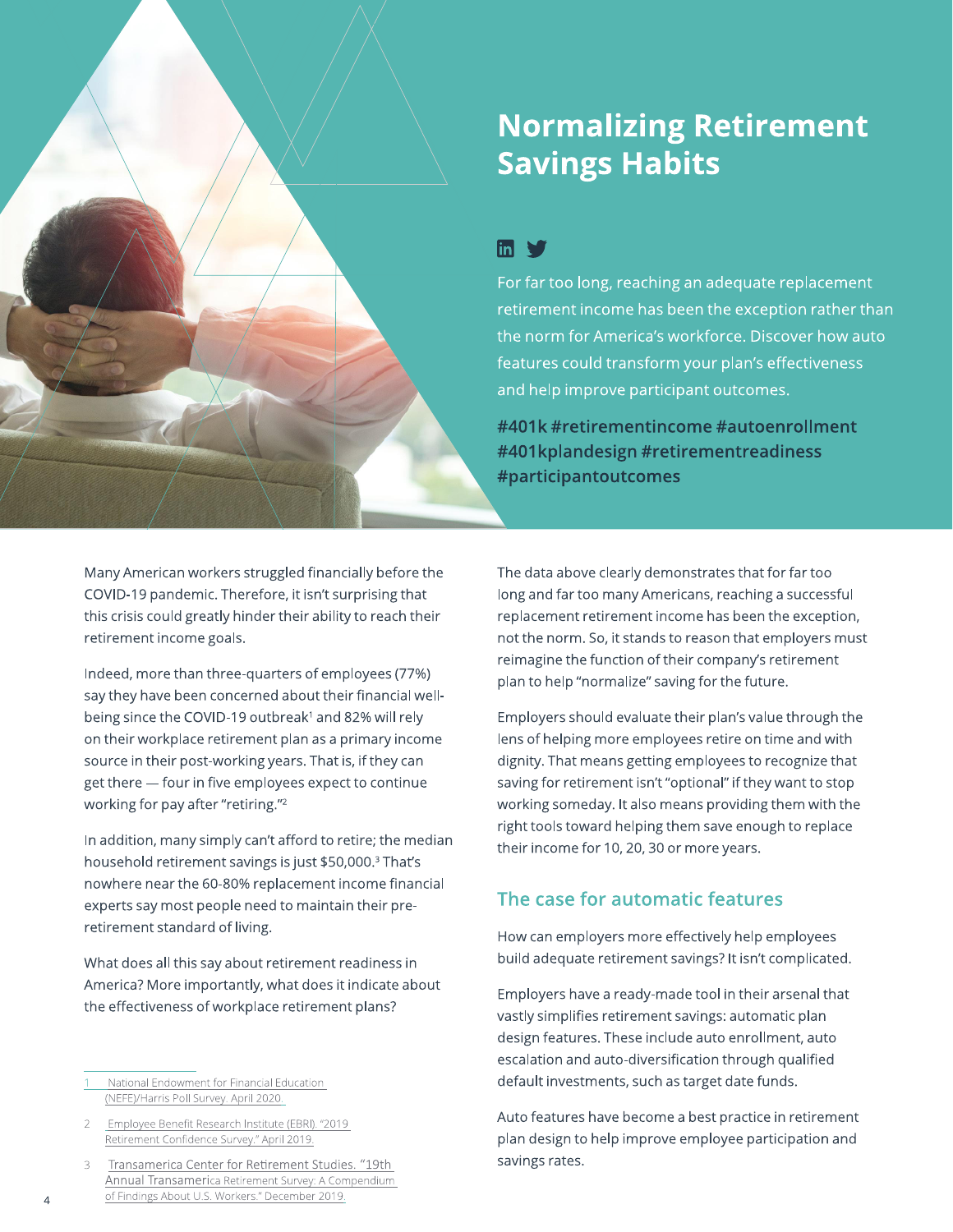# Normalizing Retirement Savings Habits

For far too long, reaching an adequate replacement retirement income has been the exception rather than the norm for America's workforce. Discover how auto features could transform your plan's effectiveness and help improve participant outcomes.

**#401k #retirementincome #autoenrollment #401kplandesign #retirementreadiness #participantoutcomes**

Many American workers struggled financially before the COVID-19 pandemic. Therefore, it isn't surprising that this crisis could greatly hinder their ability to reach their retirement income goals.

Indeed, more than three-quarters of employees (77%) say they have been concerned about their financial well-being since the COVID-19 outbreak[1] and 82% will rely on their workplace retirement plan as a primary income source in their post-working years. That is, if they can get there — four in five employees expect to continue working for pay after "retiring."[2]

In addition, many simply can't afford to retire; the median household retirement savings is just $50,000.[3] That's nowhere near the 60-80% replacement income financial experts say most people need to maintain their pre-retirement standard of living.

What does all this say about retirement readiness in America? More importantly, what does it indicate about the effectiveness of workplace retirement plans?

The data above clearly demonstrates that for far too long and far too many Americans, reaching a successful replacement retirement income has been the exception, not the norm. So, it stands to reason that employers must reimagine the function of their company's retirement plan to help "normalize" saving for the future.

Employers should evaluate their plan's value through the lens of helping more employees retire on time and with dignity. That means getting employees to recognize that saving for retirement isn't "optional" if they want to stop working someday. It also means providing them with the right tools toward helping them save enough to replace their income for 10, 20, 30 or more years.

## The case for automatic features

How can employers more effectively help employees build adequate retirement savings? It isn't complicated.

Employers have a ready-made tool in their arsenal that vastly simplifies retirement savings: automatic plan design features. These include auto enrollment, auto escalation and auto-diversification through qualified default investments, such as target date funds.

Auto features have become a best practice in retirement plan design to help improve employee participation and savings rates.

---

1 National Endowment for Financial Education (NEFE)/Harris Poll Survey. April 2020.

2 Employee Benefit Research Institute (EBRI). "2019 Retirement Confidence Survey." April 2019.

3 Transamerica Center for Retirement Studies. "19th Annual Transamerica Retirement Survey: A Compendium of Findings About U.S. Workers." December 2019.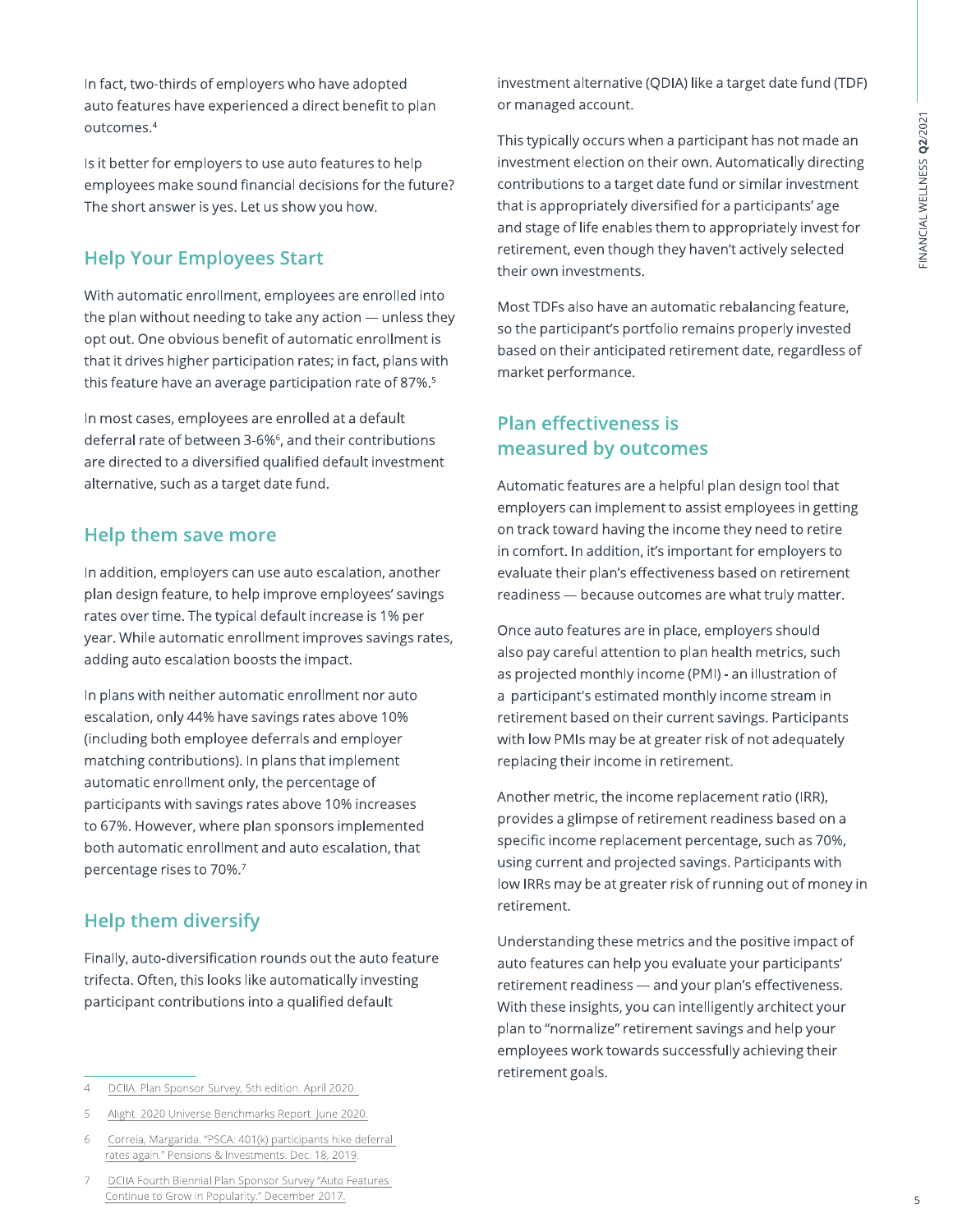In fact, two-thirds of employers who have adopted auto features have experienced a direct benefit to plan outcomes.[4]

Is it better for employers to use auto features to help employees make sound financial decisions for the future? The short answer is yes. Let us show you how.

## Help Your Employees Start

With automatic enrollment, employees are enrolled into the plan without needing to take any action — unless they opt out. One obvious benefit of automatic enrollment is that it drives higher participation rates; in fact, plans with this feature have an average participation rate of 87%.[5]

In most cases, employees are enrolled at a default deferral rate of between 3-6%[6], and their contributions are directed to a diversified qualified default investment alternative, such as a target date fund.

## Help them save more

In addition, employers can use auto escalation, another plan design feature, to help improve employees' savings rates over time. The typical default increase is 1% per year. While automatic enrollment improves savings rates, adding auto escalation boosts the impact.

In plans with neither automatic enrollment nor auto escalation, only 44% have savings rates above 10% (including both employee deferrals and employer matching contributions). In plans that implement automatic enrollment only, the percentage of participants with savings rates above 10% increases to 67%. However, where plan sponsors implemented both automatic enrollment and auto escalation, that percentage rises to 70%.[7]

## Help them diversify

Finally, auto-diversification rounds out the auto feature trifecta. Often, this looks like automatically investing participant contributions into a qualified default investment alternative (QDIA) like a target date fund (TDF) or managed account.

This typically occurs when a participant has not made an investment election on their own. Automatically directing contributions to a target date fund or similar investment that is appropriately diversified for a participants' age and stage of life enables them to appropriately invest for retirement, even though they haven't actively selected their own investments.

Most TDFs also have an automatic rebalancing feature, so the participant's portfolio remains properly invested based on their anticipated retirement date, regardless of market performance.

## Plan effectiveness is measured by outcomes

Automatic features are a helpful plan design tool that employers can implement to assist employees in getting on track toward having the income they need to retire in comfort. In addition, it's important for employers to evaluate their plan's effectiveness based on retirement readiness — because outcomes are what truly matter.

Once auto features are in place, employers should also pay careful attention to plan health metrics, such as projected monthly income (PMI) **-** an illustration of a participant's estimated monthly income stream in retirement based on their current savings. Participants with low PMIs may be at greater risk of not adequately replacing their income in retirement.

Another metric, the income replacement ratio (IRR), provides a glimpse of retirement readiness based on a specific income replacement percentage, such as 70%, using current and projected savings. Participants with low IRRs may be at greater risk of running out of money in retirement.

Understanding these metrics and the positive impact of auto features can help you evaluate your participants' retirement readiness — and your plan's effectiveness. With these insights, you can intelligently architect your plan to "normalize" retirement savings and help your employees work towards successfully achieving their retirement goals.

---

4 DCIIA. Plan Sponsor Survey, 5th edition. April 2020.

5 Alight. 2020 Universe Benchmarks Report. June 2020.

6 Correia, Margarida. "PSCA: 401(k) participants hike deferral rates again." Pensions & Investments. Dec. 18, 2019.

7 DCIIA Fourth Biennial Plan Sponsor Survey "Auto Features Continue to Grow in Popularity." December 2017.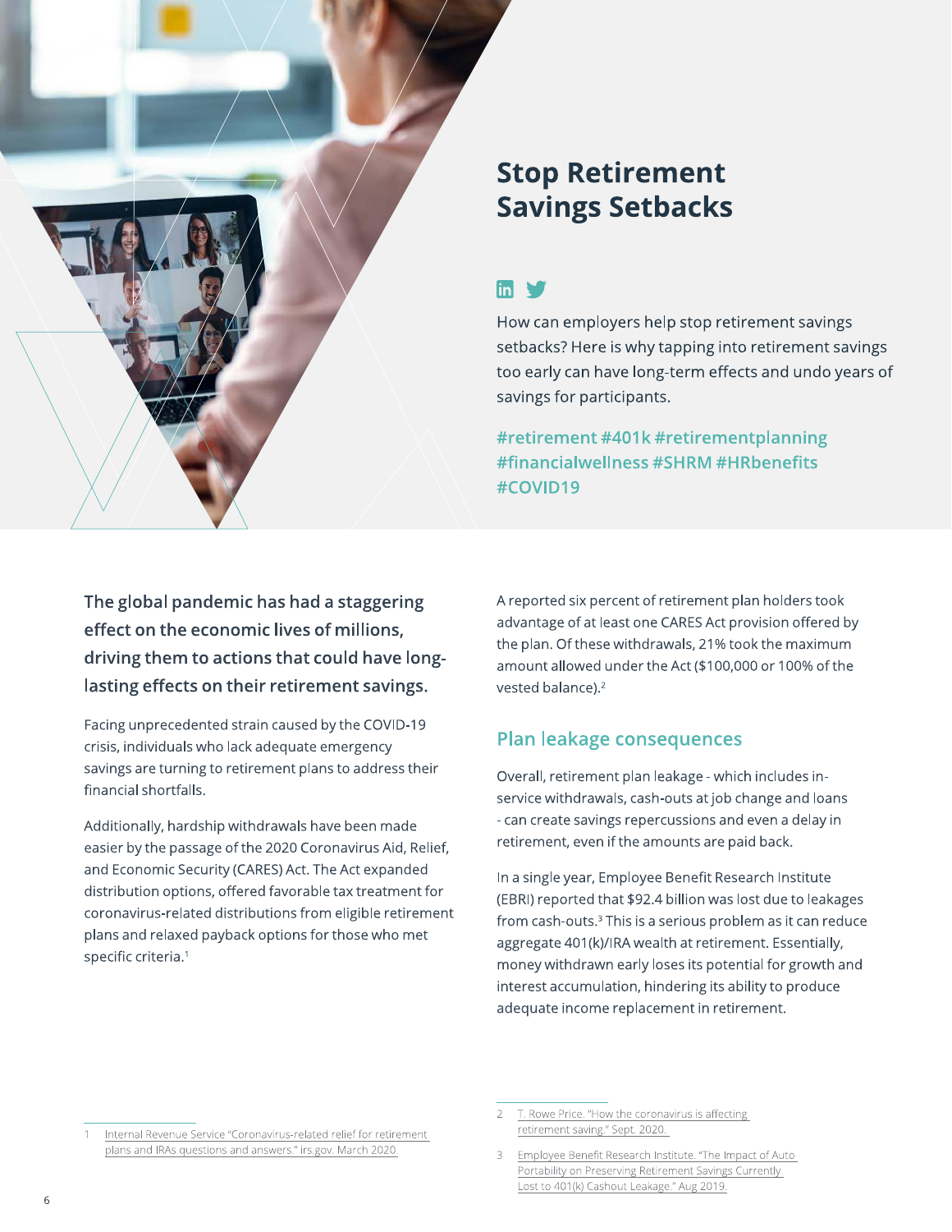# Stop Retirement Savings Setbacks

How can employers help stop retirement savings setbacks? Here is why tapping into retirement savings too early can have long-term effects and undo years of savings for participants.

#retirement #401k #retirementplanning #financialwellness #SHRM #HRbenefits #COVID19

**The global pandemic has had a staggering effect on the economic lives of millions, driving them to actions that could have long-lasting effects on their retirement savings.**

Facing unprecedented strain caused by the COVID-19 crisis, individuals who lack adequate emergency savings are turning to retirement plans to address their financial shortfalls.

Additionally, hardship withdrawals have been made easier by the passage of the 2020 Coronavirus Aid, Relief, and Economic Security (CARES) Act. The Act expanded distribution options, offered favorable tax treatment for coronavirus-related distributions from eligible retirement plans and relaxed payback options for those who met specific criteria.[1]

A reported six percent of retirement plan holders took advantage of at least one CARES Act provision offered by the plan. Of these withdrawals, 21% took the maximum amount allowed under the Act ($100,000 or 100% of the vested balance).[2]

## Plan leakage consequences

Overall, retirement plan leakage - which includes in-service withdrawals, cash-outs at job change and loans - can create savings repercussions and even a delay in retirement, even if the amounts are paid back.

In a single year, Employee Benefit Research Institute (EBRI) reported that $92.4 billion was lost due to leakages from cash-outs.[3] This is a serious problem as it can reduce aggregate 401(k)/IRA wealth at retirement. Essentially, money withdrawn early loses its potential for growth and interest accumulation, hindering its ability to produce adequate income replacement in retirement.

---

1 Internal Revenue Service "Coronavirus-related relief for retirement plans and IRAs questions and answers." irs.gov. March 2020.

2 T. Rowe Price. "How the coronavirus is affecting retirement saving." Sept. 2020.

3 Employee Benefit Research Institute. "The Impact of Auto Portability on Preserving Retirement Savings Currently Lost to 401(k) Cashout Leakage." Aug 2019.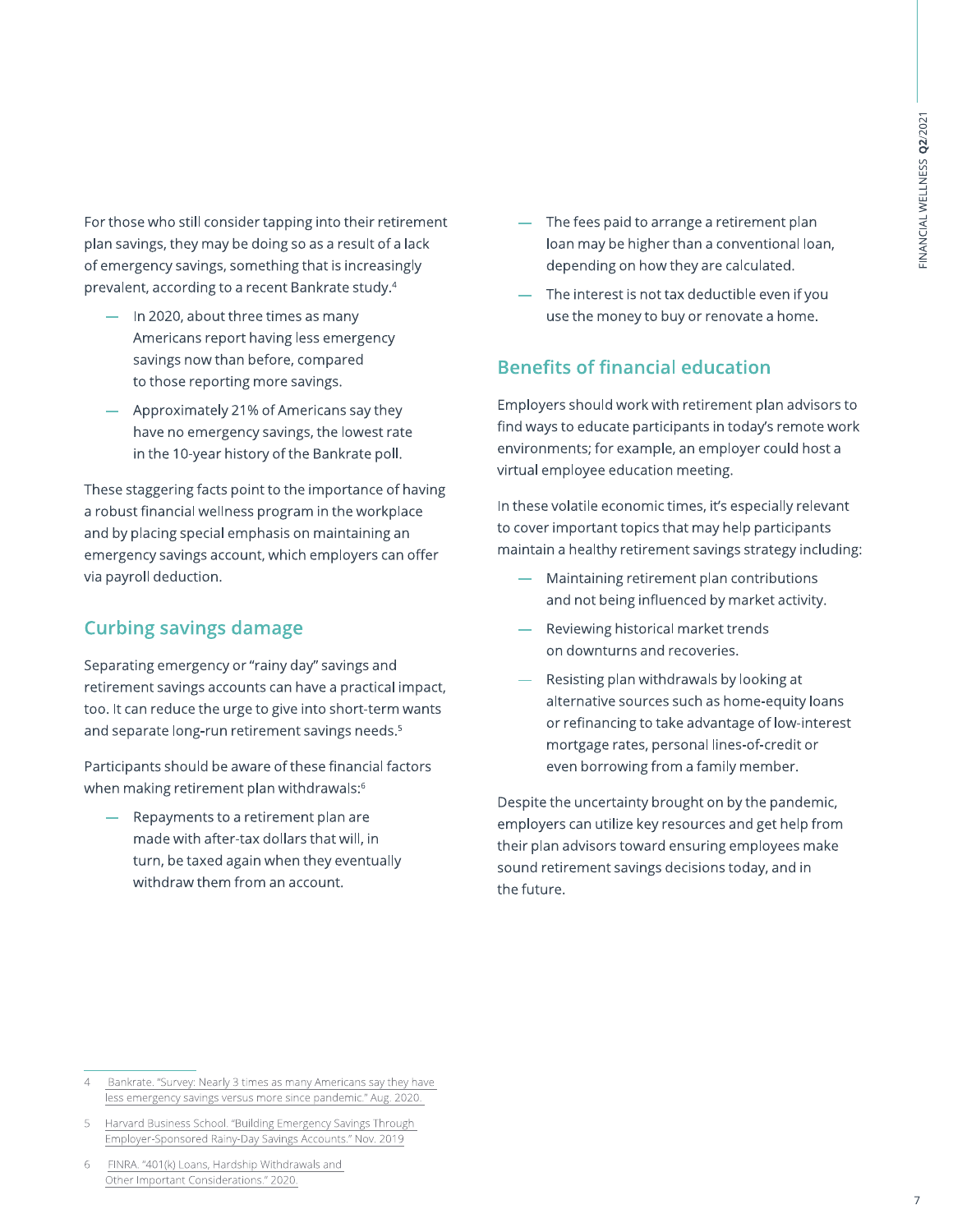For those who still consider tapping into their retirement plan savings, they may be doing so as a result of a lack of emergency savings, something that is increasingly prevalent, according to a recent Bankrate study.[4]

- In 2020, about three times as many Americans report having less emergency savings now than before, compared to those reporting more savings.
- Approximately 21% of Americans say they have no emergency savings, the lowest rate in the 10-year history of the Bankrate poll.

These staggering facts point to the importance of having a robust financial wellness program in the workplace and by placing special emphasis on maintaining an emergency savings account, which employers can offer via payroll deduction.

## Curbing savings damage

Separating emergency or "rainy day" savings and retirement savings accounts can have a practical impact, too. It can reduce the urge to give into short-term wants and separate long-run retirement savings needs.[5]

Participants should be aware of these financial factors when making retirement plan withdrawals:[6]

- Repayments to a retirement plan are made with after-tax dollars that will, in turn, be taxed again when they eventually withdraw them from an account.
- The fees paid to arrange a retirement plan loan may be higher than a conventional loan, depending on how they are calculated.
- The interest is not tax deductible even if you use the money to buy or renovate a home.

## Benefits of financial education

Employers should work with retirement plan advisors to find ways to educate participants in today's remote work environments; for example, an employer could host a virtual employee education meeting.

In these volatile economic times, it's especially relevant to cover important topics that may help participants maintain a healthy retirement savings strategy including:

- Maintaining retirement plan contributions and not being influenced by market activity.
- Reviewing historical market trends on downturns and recoveries.
- Resisting plan withdrawals by looking at alternative sources such as home-equity loans or refinancing to take advantage of low-interest mortgage rates, personal lines-of-credit or even borrowing from a family member.

Despite the uncertainty brought on by the pandemic, employers can utilize key resources and get help from their plan advisors toward ensuring employees make sound retirement savings decisions today, and in the future.

---

4 Bankrate. "Survey: Nearly 3 times as many Americans say they have less emergency savings versus more since pandemic." Aug. 2020.

5 Harvard Business School. "Building Emergency Savings Through Employer-Sponsored Rainy-Day Savings Accounts." Nov. 2019

6 FINRA. "401(k) Loans, Hardship Withdrawals and Other Important Considerations." 2020.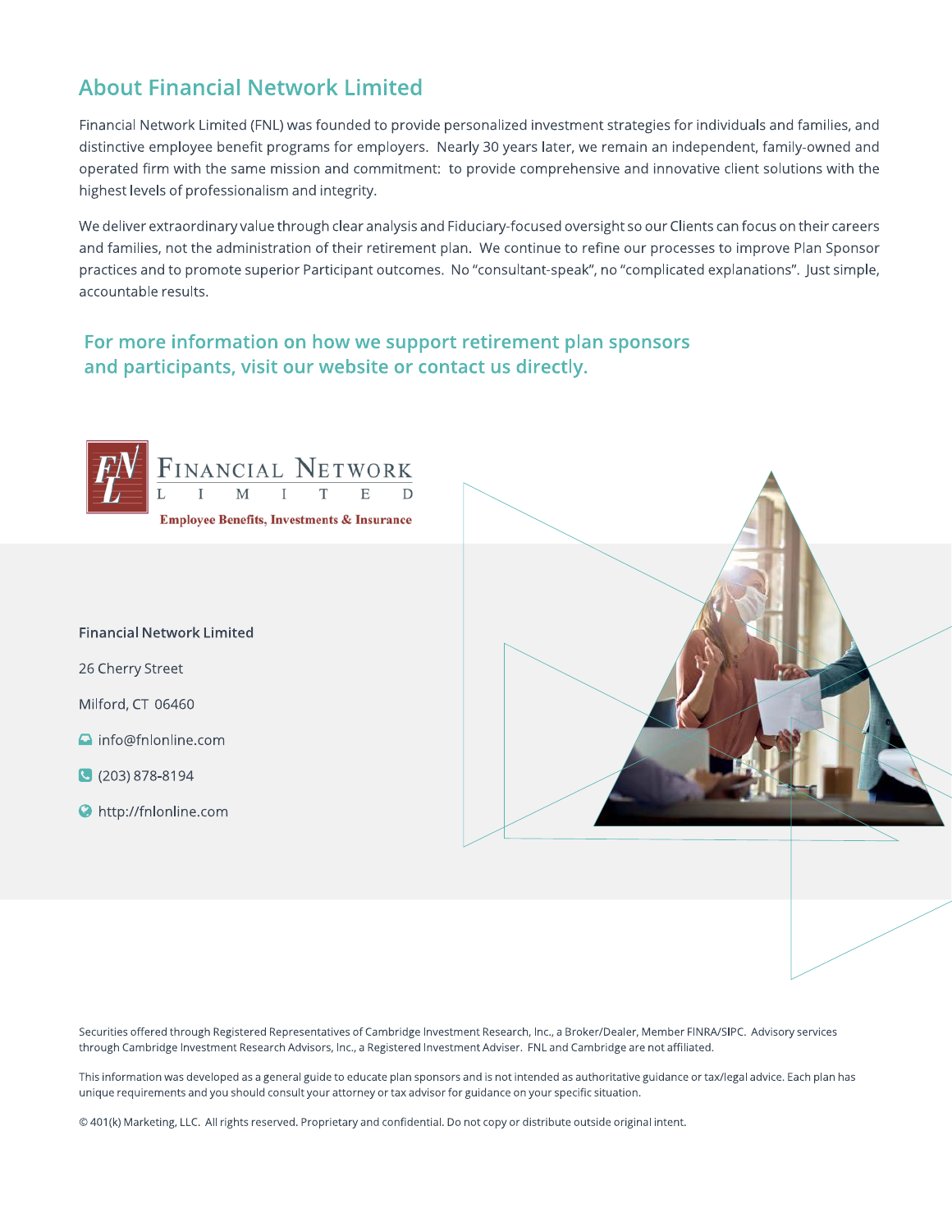## About Financial Network Limited

Financial Network Limited (FNL) was founded to provide personalized investment strategies for individuals and families, and distinctive employee benefit programs for employers. Nearly 30 years later, we remain an independent, family-owned and operated firm with the same mission and commitment: to provide comprehensive and innovative client solutions with the highest levels of professionalism and integrity.

We deliver extraordinary value through clear analysis and Fiduciary-focused oversight so our Clients can focus on their careers and families, not the administration of their retirement plan. We continue to refine our processes to improve Plan Sponsor practices and to promote superior Participant outcomes. No "consultant-speak", no "complicated explanations". Just simple, accountable results.

### For more information on how we support retirement plan sponsors and participants, visit our website or contact us directly.

FINANCIAL NETWORK LIMITED
Employee Benefits, Investments & Insurance

**Financial Network Limited**

26 Cherry Street

Milford, CT 06460

info@fnlonline.com

(203) 878-8194

http://fnlonline.com

Securities offered through Registered Representatives of Cambridge Investment Research, Inc., a Broker/Dealer, Member FINRA/SIPC. Advisory services through Cambridge Investment Research Advisors, Inc., a Registered Investment Adviser. FNL and Cambridge are not affiliated.

This information was developed as a general guide to educate plan sponsors and is not intended as authoritative guidance or tax/legal advice. Each plan has unique requirements and you should consult your attorney or tax advisor for guidance on your specific situation.

© 401(k) Marketing, LLC. All rights reserved. Proprietary and confidential. Do not copy or distribute outside original intent.